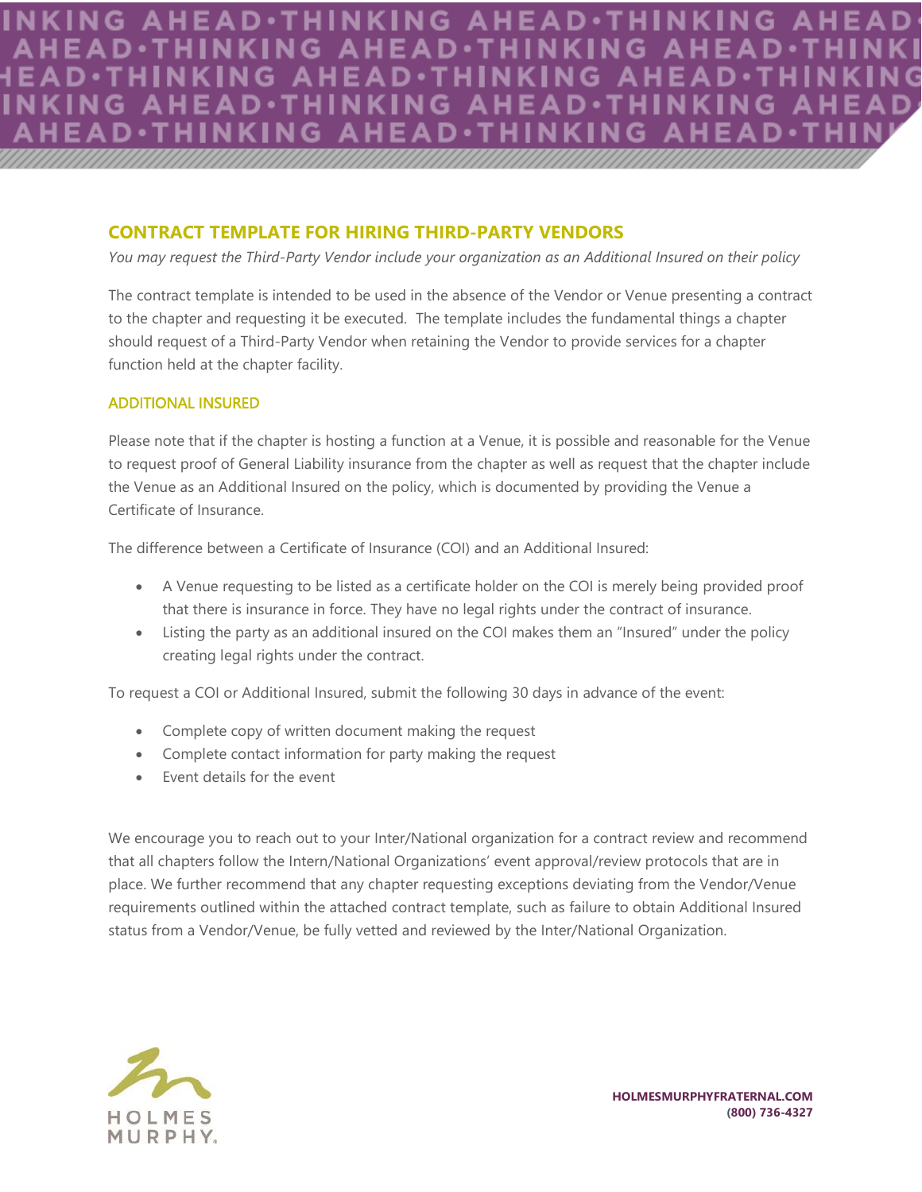## CONTRACT TEMPLATE FOR HIRING THIRD-PARTY VENDORS

*You may request the Third-Party Vendor include your organization as an Additional Insured on their policy*

The contract template is intended to be used in the absence of the Vendor or Venue presenting a contract to the chapter and requesting it be executed. The template includes the fundamental things a chapter should request of a Third-Party Vendor when retaining the Vendor to provide services for a chapter function held at the chapter facility.

### ADDITIONAL INSURED

Please note that if the chapter is hosting a function at a Venue, it is possible and reasonable for the Venue to request proof of General Liability insurance from the chapter as well as request that the chapter include the Venue as an Additional Insured on the policy, which is documented by providing the Venue a Certificate of Insurance.

The difference between a Certificate of Insurance (COI) and an Additional Insured:

- A Venue requesting to be listed as a certificate holder on the COI is merely being provided proof that there is insurance in force. They have no legal rights under the contract of insurance.
- Listing the party as an additional insured on the COI makes them an "Insured" under the policy creating legal rights under the contract.

To request a COI or Additional Insured, submit the following 30 days in advance of the event:

- Complete copy of written document making the request
- Complete contact information for party making the request
- Event details for the event

We encourage you to reach out to your Inter/National organization for a contract review and recommend that all chapters follow the Intern/National Organizations' event approval/review protocols that are in place. We further recommend that any chapter requesting exceptions deviating from the Vendor/Venue requirements outlined within the attached contract template, such as failure to obtain Additional Insured status from a Vendor/Venue, be fully vetted and reviewed by the Inter/National Organization.

HOLMES MURPHY

**HOLMESMURPHYFRATERNAL.COM**
**(800) 736-4327**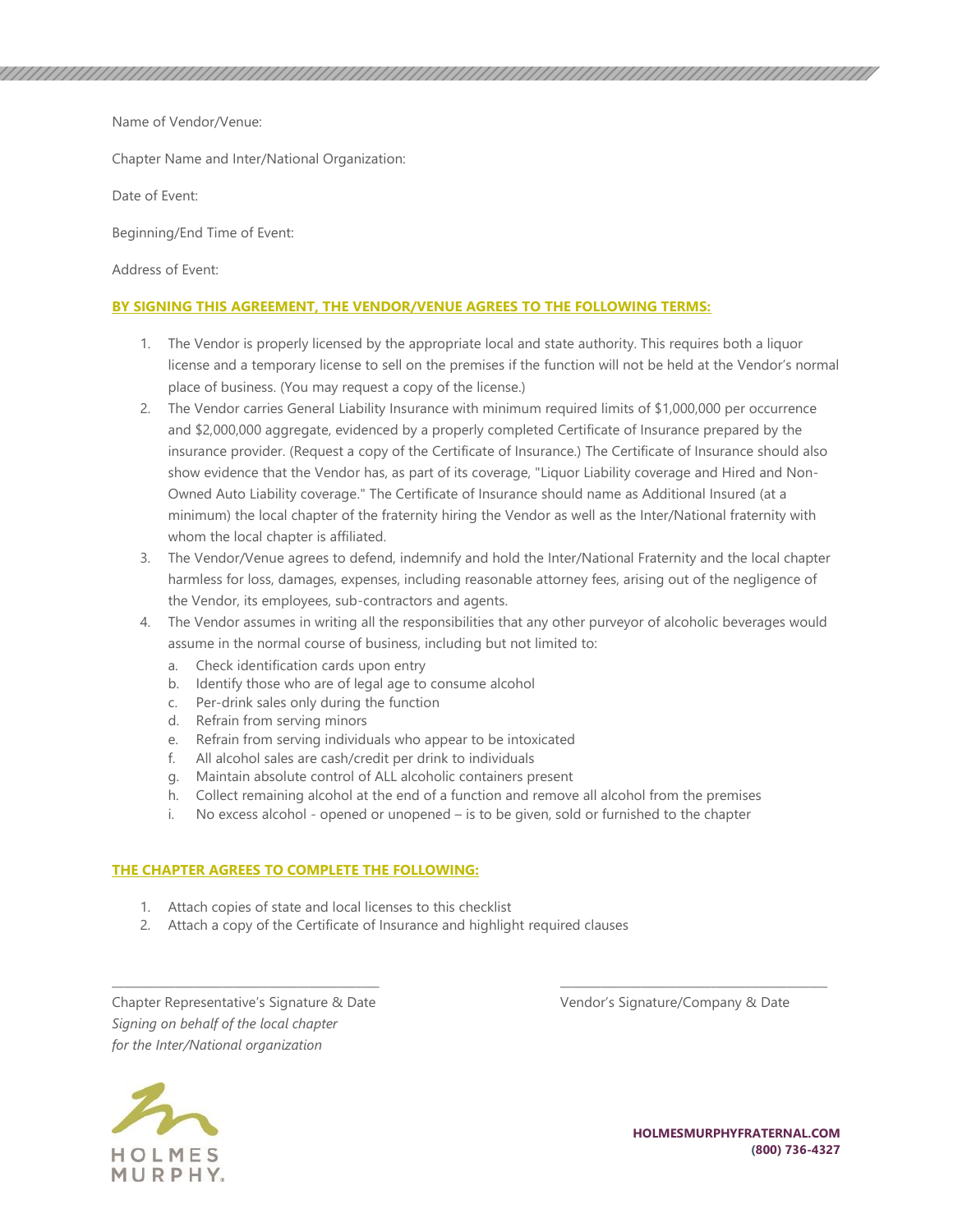Name of Vendor/Venue:

Chapter Name and Inter/National Organization:

Date of Event:

Beginning/End Time of Event:

Address of Event:

**BY SIGNING THIS AGREEMENT, THE VENDOR/VENUE AGREES TO THE FOLLOWING TERMS:**

1. The Vendor is properly licensed by the appropriate local and state authority. This requires both a liquor license and a temporary license to sell on the premises if the function will not be held at the Vendor's normal place of business. (You may request a copy of the license.)
2. The Vendor carries General Liability Insurance with minimum required limits of $1,000,000 per occurrence and $2,000,000 aggregate, evidenced by a properly completed Certificate of Insurance prepared by the insurance provider. (Request a copy of the Certificate of Insurance.) The Certificate of Insurance should also show evidence that the Vendor has, as part of its coverage, "Liquor Liability coverage and Hired and Non-Owned Auto Liability coverage." The Certificate of Insurance should name as Additional Insured (at a minimum) the local chapter of the fraternity hiring the Vendor as well as the Inter/National fraternity with whom the local chapter is affiliated.
3. The Vendor/Venue agrees to defend, indemnify and hold the Inter/National Fraternity and the local chapter harmless for loss, damages, expenses, including reasonable attorney fees, arising out of the negligence of the Vendor, its employees, sub-contractors and agents.
4. The Vendor assumes in writing all the responsibilities that any other purveyor of alcoholic beverages would assume in the normal course of business, including but not limited to:
   a. Check identification cards upon entry
   b. Identify those who are of legal age to consume alcohol
   c. Per-drink sales only during the function
   d. Refrain from serving minors
   e. Refrain from serving individuals who appear to be intoxicated
   f. All alcohol sales are cash/credit per drink to individuals
   g. Maintain absolute control of ALL alcoholic containers present
   h. Collect remaining alcohol at the end of a function and remove all alcohol from the premises
   i. No excess alcohol - opened or unopened – is to be given, sold or furnished to the chapter

**THE CHAPTER AGREES TO COMPLETE THE FOLLOWING:**

1. Attach copies of state and local licenses to this checklist
2. Attach a copy of the Certificate of Insurance and highlight required clauses

\_\_\_\_\_\_\_\_\_\_\_\_\_\_\_\_\_\_\_\_\_\_\_\_\_\_\_\_\_\_\_\_\_\_\_\_\_\_\_\_

Chapter Representative's Signature & Date
*Signing on behalf of the local chapter*
*for the Inter/National organization*

\_\_\_\_\_\_\_\_\_\_\_\_\_\_\_\_\_\_\_\_\_\_\_\_\_\_\_\_\_\_\_\_\_\_\_\_\_\_\_\_

Vendor's Signature/Company & Date

HOLMES MURPHY

**HOLMESMURPHYFRATERNAL.COM**
**(800) 736-4327**